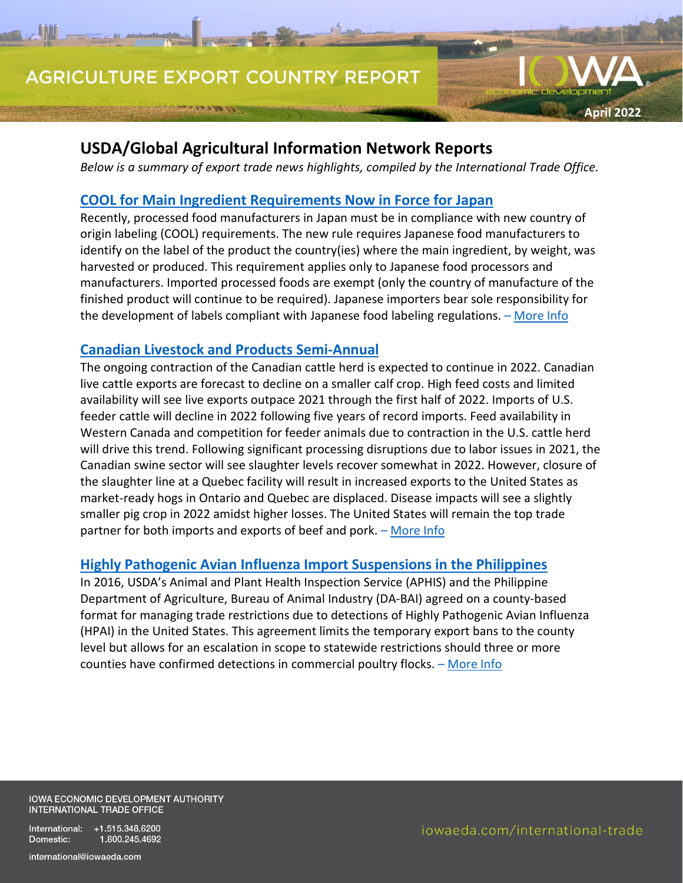# AGRICULTURE EXPORT COUNTRY REPORT

April 2022

## USDA/Global Agricultural Information Network Reports

*Below is a summary of export trade news highlights, compiled by the International Trade Office.*

### COOL for Main Ingredient Requirements Now in Force for Japan

Recently, processed food manufacturers in Japan must be in compliance with new country of origin labeling (COOL) requirements. The new rule requires Japanese food manufacturers to identify on the label of the product the country(ies) where the main ingredient, by weight, was harvested or produced. This requirement applies only to Japanese food processors and manufacturers. Imported processed foods are exempt (only the country of manufacture of the finished product will continue to be required). Japanese importers bear sole responsibility for the development of labels compliant with Japanese food labeling regulations. – More Info

### Canadian Livestock and Products Semi-Annual

The ongoing contraction of the Canadian cattle herd is expected to continue in 2022. Canadian live cattle exports are forecast to decline on a smaller calf crop. High feed costs and limited availability will see live exports outpace 2021 through the first half of 2022. Imports of U.S. feeder cattle will decline in 2022 following five years of record imports. Feed availability in Western Canada and competition for feeder animals due to contraction in the U.S. cattle herd will drive this trend. Following significant processing disruptions due to labor issues in 2021, the Canadian swine sector will see slaughter levels recover somewhat in 2022. However, closure of the slaughter line at a Quebec facility will result in increased exports to the United States as market-ready hogs in Ontario and Quebec are displaced. Disease impacts will see a slightly smaller pig crop in 2022 amidst higher losses. The United States will remain the top trade partner for both imports and exports of beef and pork. – More Info

### Highly Pathogenic Avian Influenza Import Suspensions in the Philippines

In 2016, USDA's Animal and Plant Health Inspection Service (APHIS) and the Philippine Department of Agriculture, Bureau of Animal Industry (DA-BAI) agreed on a county-based format for managing trade restrictions due to detections of Highly Pathogenic Avian Influenza (HPAI) in the United States. This agreement limits the temporary export bans to the county level but allows for an escalation in scope to statewide restrictions should three or more counties have confirmed detections in commercial poultry flocks. – More Info

IOWA ECONOMIC DEVELOPMENT AUTHORITY
INTERNATIONAL TRADE OFFICE

International: +1.515.348.6200
Domestic: 1.800.245.4692

international@iowaeda.com

iowaeda.com/international-trade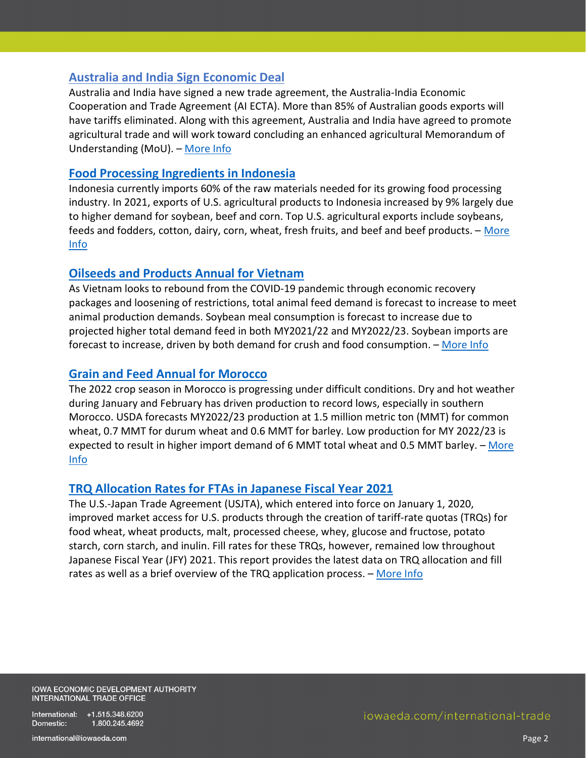## Australia and India Sign Economic Deal

Australia and India have signed a new trade agreement, the Australia-India Economic Cooperation and Trade Agreement (AI ECTA). More than 85% of Australian goods exports will have tariffs eliminated. Along with this agreement, Australia and India have agreed to promote agricultural trade and will work toward concluding an enhanced agricultural Memorandum of Understanding (MoU). – More Info

## Food Processing Ingredients in Indonesia

Indonesia currently imports 60% of the raw materials needed for its growing food processing industry. In 2021, exports of U.S. agricultural products to Indonesia increased by 9% largely due to higher demand for soybean, beef and corn. Top U.S. agricultural exports include soybeans, feeds and fodders, cotton, dairy, corn, wheat, fresh fruits, and beef and beef products. – More Info

## Oilseeds and Products Annual for Vietnam

As Vietnam looks to rebound from the COVID-19 pandemic through economic recovery packages and loosening of restrictions, total animal feed demand is forecast to increase to meet animal production demands. Soybean meal consumption is forecast to increase due to projected higher total demand feed in both MY2021/22 and MY2022/23. Soybean imports are forecast to increase, driven by both demand for crush and food consumption. – More Info

## Grain and Feed Annual for Morocco

The 2022 crop season in Morocco is progressing under difficult conditions. Dry and hot weather during January and February has driven production to record lows, especially in southern Morocco. USDA forecasts MY2022/23 production at 1.5 million metric ton (MMT) for common wheat, 0.7 MMT for durum wheat and 0.6 MMT for barley. Low production for MY 2022/23 is expected to result in higher import demand of 6 MMT total wheat and 0.5 MMT barley. – More Info

## TRQ Allocation Rates for FTAs in Japanese Fiscal Year 2021

The U.S.-Japan Trade Agreement (USJTA), which entered into force on January 1, 2020, improved market access for U.S. products through the creation of tariff-rate quotas (TRQs) for food wheat, wheat products, malt, processed cheese, whey, glucose and fructose, potato starch, corn starch, and inulin. Fill rates for these TRQs, however, remained low throughout Japanese Fiscal Year (JFY) 2021. This report provides the latest data on TRQ allocation and fill rates as well as a brief overview of the TRQ application process. – More Info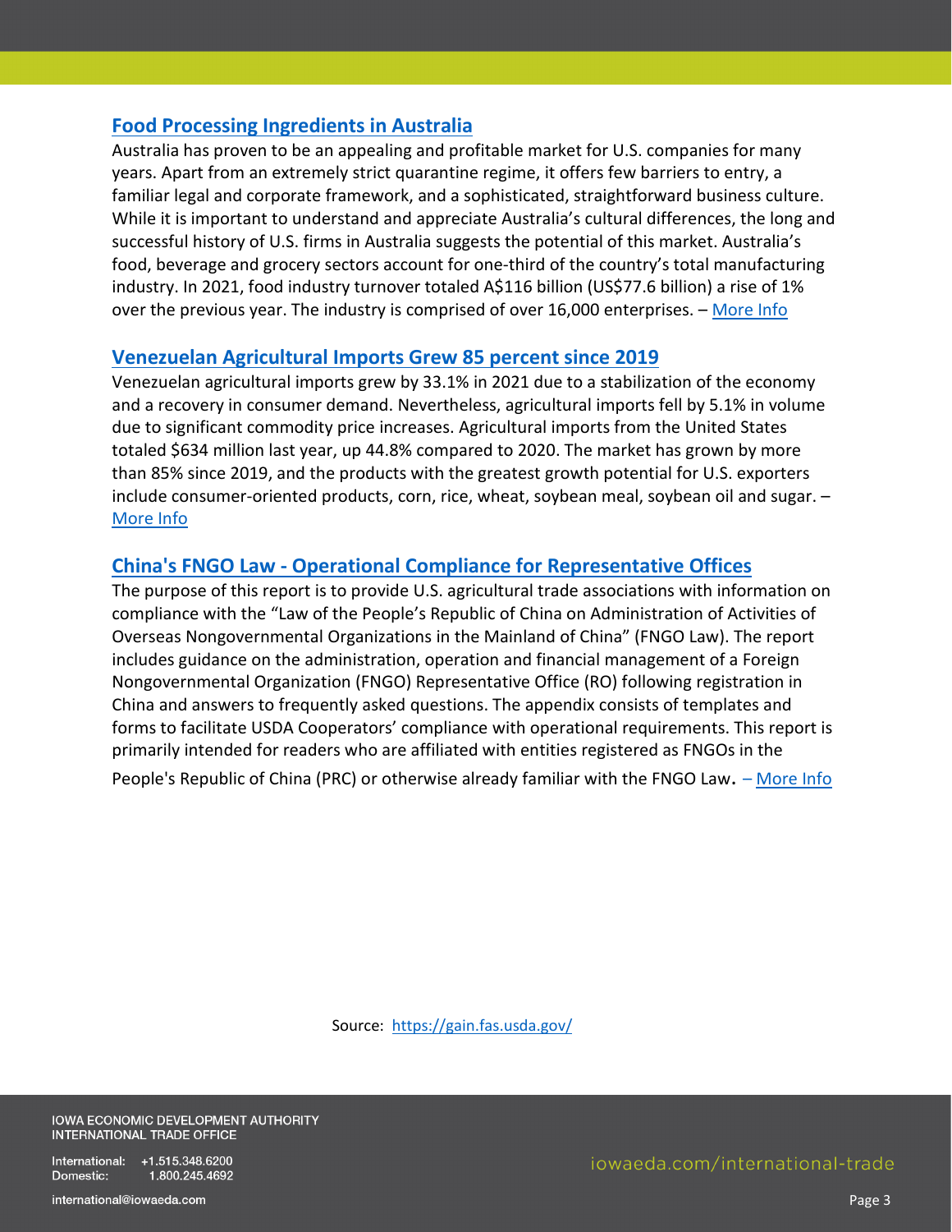## Food Processing Ingredients in Australia

Australia has proven to be an appealing and profitable market for U.S. companies for many years. Apart from an extremely strict quarantine regime, it offers few barriers to entry, a familiar legal and corporate framework, and a sophisticated, straightforward business culture. While it is important to understand and appreciate Australia's cultural differences, the long and successful history of U.S. firms in Australia suggests the potential of this market. Australia's food, beverage and grocery sectors account for one-third of the country's total manufacturing industry. In 2021, food industry turnover totaled A$116 billion (US$77.6 billion) a rise of 1% over the previous year. The industry is comprised of over 16,000 enterprises. – More Info

## Venezuelan Agricultural Imports Grew 85 percent since 2019

Venezuelan agricultural imports grew by 33.1% in 2021 due to a stabilization of the economy and a recovery in consumer demand. Nevertheless, agricultural imports fell by 5.1% in volume due to significant commodity price increases. Agricultural imports from the United States totaled $634 million last year, up 44.8% compared to 2020. The market has grown by more than 85% since 2019, and the products with the greatest growth potential for U.S. exporters include consumer-oriented products, corn, rice, wheat, soybean meal, soybean oil and sugar. – More Info

## China's FNGO Law - Operational Compliance for Representative Offices

The purpose of this report is to provide U.S. agricultural trade associations with information on compliance with the "Law of the People's Republic of China on Administration of Activities of Overseas Nongovernmental Organizations in the Mainland of China" (FNGO Law). The report includes guidance on the administration, operation and financial management of a Foreign Nongovernmental Organization (FNGO) Representative Office (RO) following registration in China and answers to frequently asked questions. The appendix consists of templates and forms to facilitate USDA Cooperators' compliance with operational requirements. This report is primarily intended for readers who are affiliated with entities registered as FNGOs in the People's Republic of China (PRC) or otherwise already familiar with the FNGO Law. – More Info

Source: https://gain.fas.usda.gov/